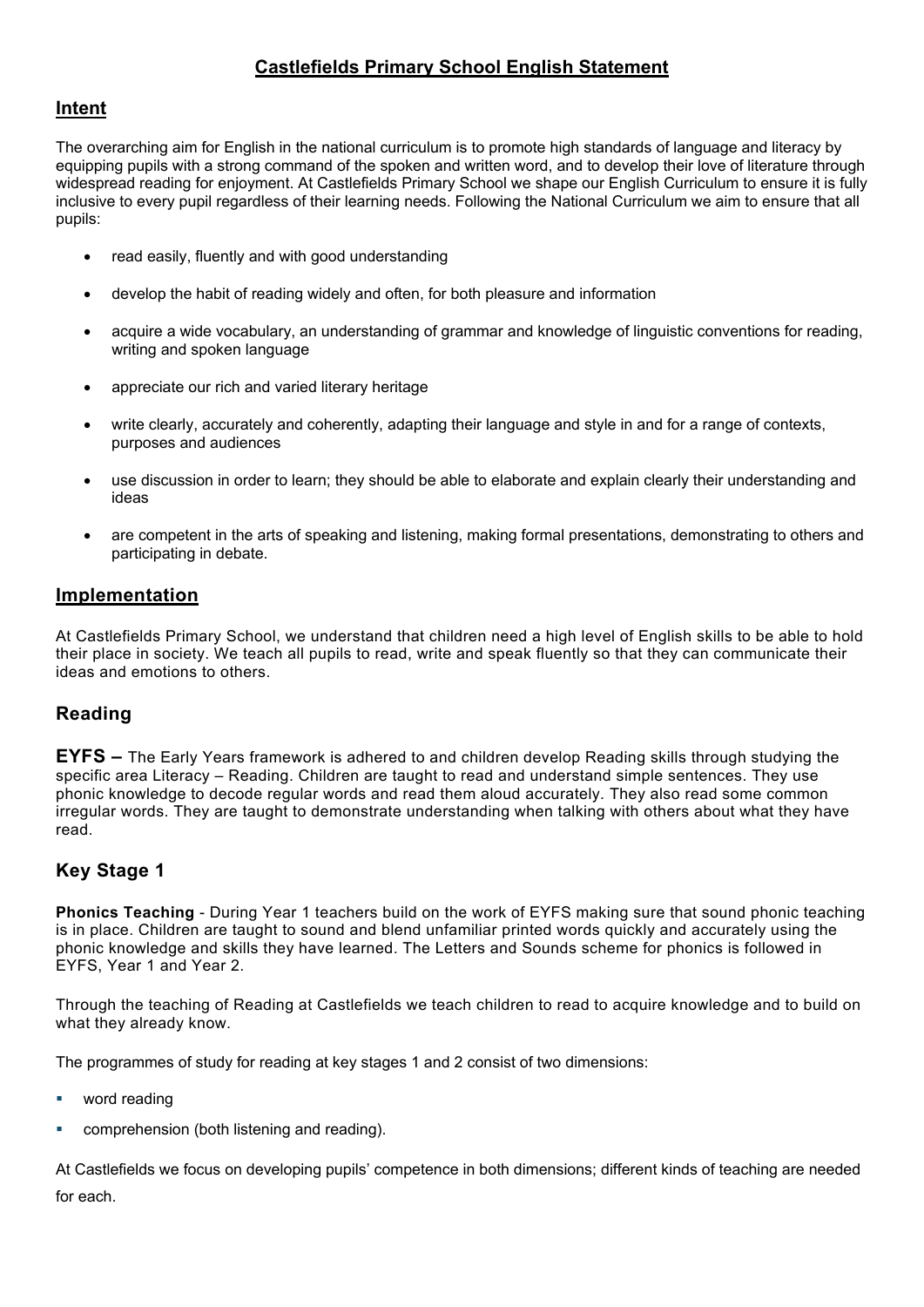# Castlefields Primary School English Statement

## Intent

The overarching aim for English in the national curriculum is to promote high standards of language and literacy by equipping pupils with a strong command of the spoken and written word, and to develop their love of literature through widespread reading for enjoyment. At Castlefields Primary School we shape our English Curriculum to ensure it is fully inclusive to every pupil regardless of their learning needs. Following the National Curriculum we aim to ensure that all pupils:

- read easily, fluently and with good understanding
- develop the habit of reading widely and often, for both pleasure and information
- acquire a wide vocabulary, an understanding of grammar and knowledge of linguistic conventions for reading, writing and spoken language
- appreciate our rich and varied literary heritage
- write clearly, accurately and coherently, adapting their language and style in and for a range of contexts, purposes and audiences
- use discussion in order to learn; they should be able to elaborate and explain clearly their understanding and ideas
- are competent in the arts of speaking and listening, making formal presentations, demonstrating to others and participating in debate.

## Implementation

At Castlefields Primary School, we understand that children need a high level of English skills to be able to hold their place in society. We teach all pupils to read, write and speak fluently so that they can communicate their ideas and emotions to others.

## Reading

**EYFS –** The Early Years framework is adhered to and children develop Reading skills through studying the specific area Literacy – Reading. Children are taught to read and understand simple sentences. They use phonic knowledge to decode regular words and read them aloud accurately. They also read some common irregular words. They are taught to demonstrate understanding when talking with others about what they have read.

## Key Stage 1

**Phonics Teaching** - During Year 1 teachers build on the work of EYFS making sure that sound phonic teaching is in place. Children are taught to sound and blend unfamiliar printed words quickly and accurately using the phonic knowledge and skills they have learned. The Letters and Sounds scheme for phonics is followed in EYFS, Year 1 and Year 2.

Through the teaching of Reading at Castlefields we teach children to read to acquire knowledge and to build on what they already know.

The programmes of study for reading at key stages 1 and 2 consist of two dimensions:

- word reading
- comprehension (both listening and reading).

At Castlefields we focus on developing pupils' competence in both dimensions; different kinds of teaching are needed for each.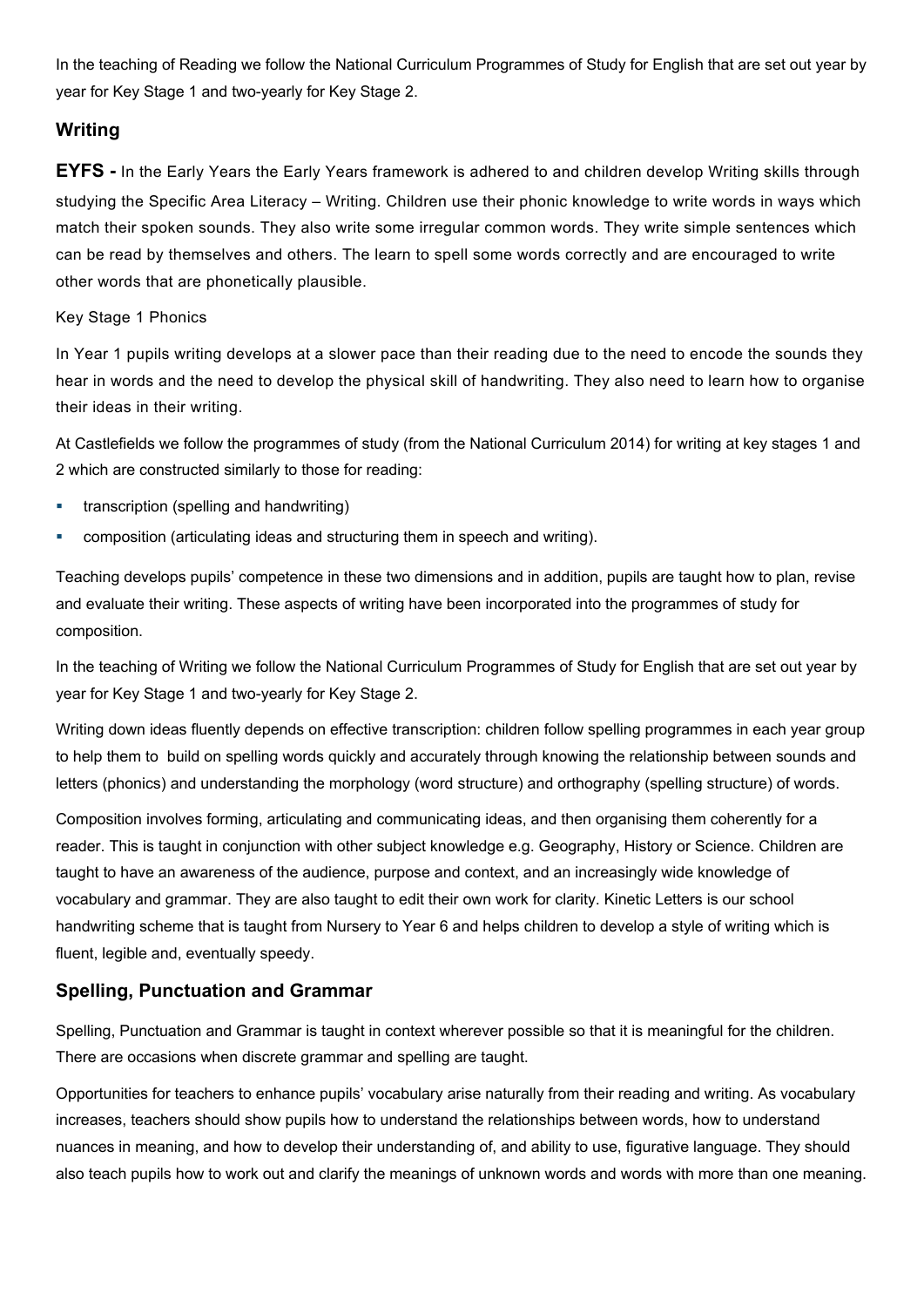In the teaching of Reading we follow the National Curriculum Programmes of Study for English that are set out year by year for Key Stage 1 and two-yearly for Key Stage 2.

## Writing

**EYFS -** In the Early Years the Early Years framework is adhered to and children develop Writing skills through studying the Specific Area Literacy – Writing. Children use their phonic knowledge to write words in ways which match their spoken sounds. They also write some irregular common words. They write simple sentences which can be read by themselves and others. The learn to spell some words correctly and are encouraged to write other words that are phonetically plausible.

Key Stage 1 Phonics

In Year 1 pupils writing develops at a slower pace than their reading due to the need to encode the sounds they hear in words and the need to develop the physical skill of handwriting. They also need to learn how to organise their ideas in their writing.

At Castlefields we follow the programmes of study (from the National Curriculum 2014) for writing at key stages 1 and 2 which are constructed similarly to those for reading:

- transcription (spelling and handwriting)
- composition (articulating ideas and structuring them in speech and writing).

Teaching develops pupils' competence in these two dimensions and in addition, pupils are taught how to plan, revise and evaluate their writing. These aspects of writing have been incorporated into the programmes of study for composition.

In the teaching of Writing we follow the National Curriculum Programmes of Study for English that are set out year by year for Key Stage 1 and two-yearly for Key Stage 2.

Writing down ideas fluently depends on effective transcription: children follow spelling programmes in each year group to help them to build on spelling words quickly and accurately through knowing the relationship between sounds and letters (phonics) and understanding the morphology (word structure) and orthography (spelling structure) of words.

Composition involves forming, articulating and communicating ideas, and then organising them coherently for a reader. This is taught in conjunction with other subject knowledge e.g. Geography, History or Science. Children are taught to have an awareness of the audience, purpose and context, and an increasingly wide knowledge of vocabulary and grammar. They are also taught to edit their own work for clarity. Kinetic Letters is our school handwriting scheme that is taught from Nursery to Year 6 and helps children to develop a style of writing which is fluent, legible and, eventually speedy.

## Spelling, Punctuation and Grammar

Spelling, Punctuation and Grammar is taught in context wherever possible so that it is meaningful for the children. There are occasions when discrete grammar and spelling are taught.

Opportunities for teachers to enhance pupils' vocabulary arise naturally from their reading and writing. As vocabulary increases, teachers should show pupils how to understand the relationships between words, how to understand nuances in meaning, and how to develop their understanding of, and ability to use, figurative language. They should also teach pupils how to work out and clarify the meanings of unknown words and words with more than one meaning.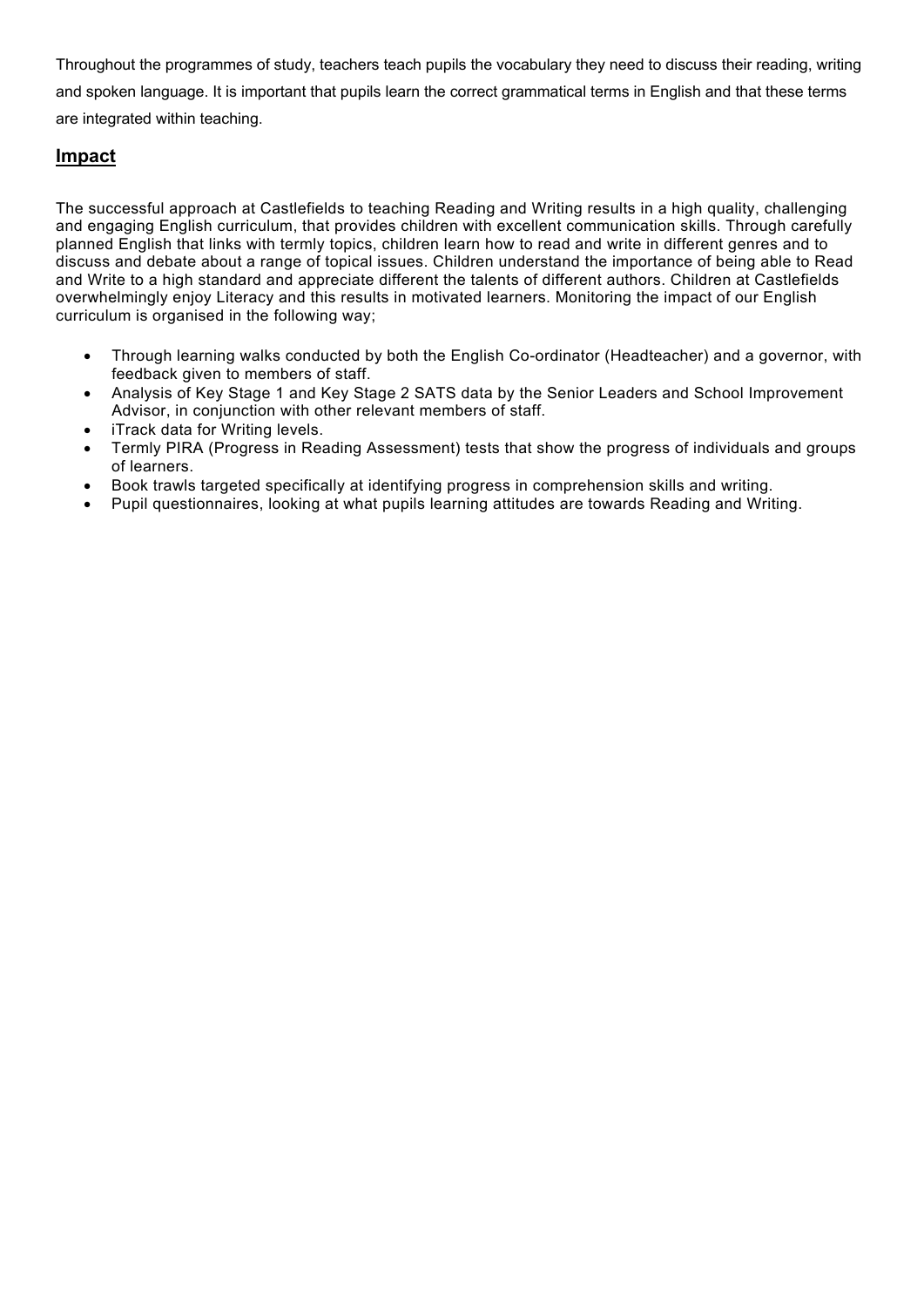Throughout the programmes of study, teachers teach pupils the vocabulary they need to discuss their reading, writing and spoken language. It is important that pupils learn the correct grammatical terms in English and that these terms are integrated within teaching.

## Impact

The successful approach at Castlefields to teaching Reading and Writing results in a high quality, challenging and engaging English curriculum, that provides children with excellent communication skills. Through carefully planned English that links with termly topics, children learn how to read and write in different genres and to discuss and debate about a range of topical issues. Children understand the importance of being able to Read and Write to a high standard and appreciate different the talents of different authors. Children at Castlefields overwhelmingly enjoy Literacy and this results in motivated learners. Monitoring the impact of our English curriculum is organised in the following way;

- Through learning walks conducted by both the English Co-ordinator (Headteacher) and a governor, with feedback given to members of staff.
- Analysis of Key Stage 1 and Key Stage 2 SATS data by the Senior Leaders and School Improvement Advisor, in conjunction with other relevant members of staff.
- iTrack data for Writing levels.
- Termly PIRA (Progress in Reading Assessment) tests that show the progress of individuals and groups of learners.
- Book trawls targeted specifically at identifying progress in comprehension skills and writing.
- Pupil questionnaires, looking at what pupils learning attitudes are towards Reading and Writing.